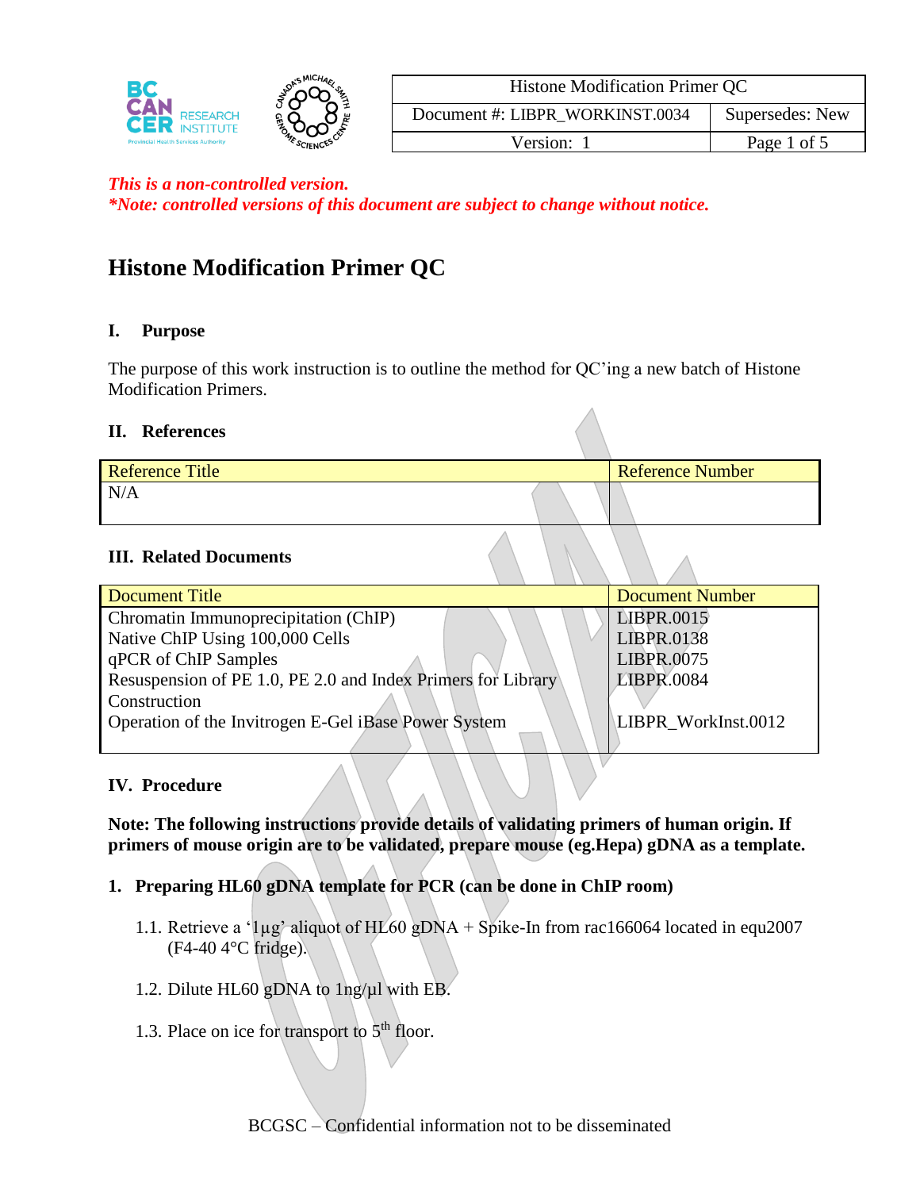| Histone Modification Primer QC | |
|---|---|
| Document #: LIBPR_WORKINST.0034 | Supersedes: New |
| Version: 1 | |

***This is a non-controlled version.***
***\*Note: controlled versions of this document are subject to change without notice.***

# Histone Modification Primer QC

## I. Purpose

The purpose of this work instruction is to outline the method for QC'ing a new batch of Histone Modification Primers.

## II. References

| Reference Title | Reference Number |
|---|---|
| N/A | |

## III. Related Documents

| Document Title | Document Number |
|---|---|
| Chromatin Immunoprecipitation (ChIP) | LIBPR.0015 |
| Native ChIP Using 100,000 Cells | LIBPR.0138 |
| qPCR of ChIP Samples | LIBPR.0075 |
| Resuspension of PE 1.0, PE 2.0 and Index Primers for Library Construction | LIBPR.0084 |
| Operation of the Invitrogen E-Gel iBase Power System | LIBPR_WorkInst.0012 |

## IV. Procedure

**Note: The following instructions provide details of validating primers of human origin. If primers of mouse origin are to be validated, prepare mouse (eg.Hepa) gDNA as a template.**

**1. Preparing HL60 gDNA template for PCR (can be done in ChIP room)**

1.1. Retrieve a '1µg' aliquot of HL60 gDNA + Spike-In from rac166064 located in equ2007 (F4-40 4°C fridge).

1.2. Dilute HL60 gDNA to 1ng/µl with EB.

1.3. Place on ice for transport to 5th floor.

BCGSC – Confidential information not to be disseminated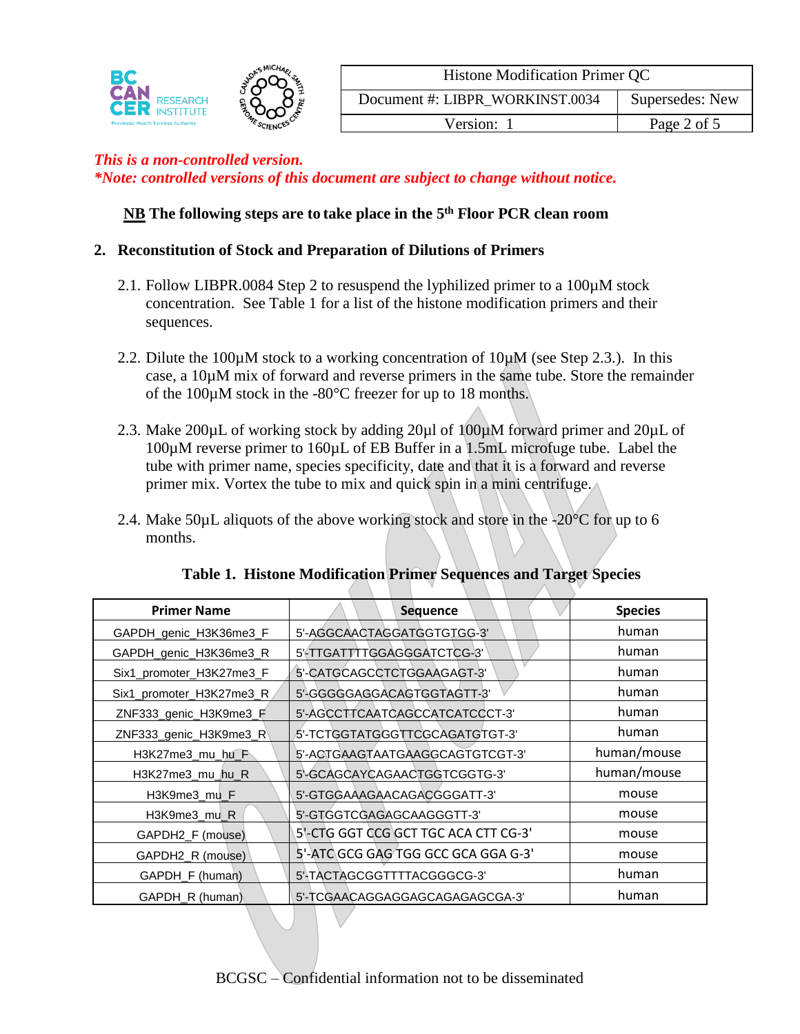*This is a non-controlled version.*
***Note: controlled versions of this document are subject to change without notice.***

**NB The following steps are to take place in the 5th Floor PCR clean room**

## 2. Reconstitution of Stock and Preparation of Dilutions of Primers

2.1. Follow LIBPR.0084 Step 2 to resuspend the lyphilized primer to a 100µM stock concentration. See Table 1 for a list of the histone modification primers and their sequences.

2.2. Dilute the 100µM stock to a working concentration of 10µM (see Step 2.3.). In this case, a 10µM mix of forward and reverse primers in the same tube. Store the remainder of the 100µM stock in the -80°C freezer for up to 18 months.

2.3. Make 200µL of working stock by adding 20µl of 100µM forward primer and 20µL of 100µM reverse primer to 160µL of EB Buffer in a 1.5mL microfuge tube. Label the tube with primer name, species specificity, date and that it is a forward and reverse primer mix. Vortex the tube to mix and quick spin in a mini centrifuge.

2.4. Make 50µL aliquots of the above working stock and store in the -20°C for up to 6 months.

**Table 1. Histone Modification Primer Sequences and Target Species**

| Primer Name | Sequence | Species |
|---|---|---|
| GAPDH_genic_H3K36me3_F | 5'-AGGCAACTAGGATGGTGTGG-3' | human |
| GAPDH_genic_H3K36me3_R | 5'-TTGATTTTGGAGGGATCTCG-3' | human |
| Six1_promoter_H3K27me3_F | 5'-CATGCAGCCTCTGGAAGAGT-3' | human |
| Six1_promoter_H3K27me3_R | 5'-GGGGGAGGACAGTGGTAGTT-3' | human |
| ZNF333_genic_H3K9me3_F | 5'-AGCCTTCAATCAGCCATCATCCCT-3' | human |
| ZNF333_genic_H3K9me3_R | 5'-TCTGGTATGGGTTCGCAGATGTGT-3' | human |
| H3K27me3_mu_hu_F | 5'-ACTGAAGTAATGAAGGCAGTGTCGT-3' | human/mouse |
| H3K27me3_mu_hu_R | 5'-GCAGCAYCAGAACTGGTCGGTG-3' | human/mouse |
| H3K9me3_mu_F | 5'-GTGGAAAGAACAGACGGGATT-3' | mouse |
| H3K9me3_mu_R | 5'-GTGGTCGAGAGCAAGGGTT-3' | mouse |
| GAPDH2_F (mouse) | 5'-CTG GGT CCG GCT TGC ACA CTT CG-3' | mouse |
| GAPDH2_R (mouse) | 5'-ATC GCG GAG TGG GCC GCA GGA G-3' | mouse |
| GAPDH_F (human) | 5'-TACTAGCGGTTTTACGGGCG-3' | human |
| GAPDH_R (human) | 5'-TCGAACAGGAGGAGCAGAGAGCGA-3' | human |

BCGSC – Confidential information not to be disseminated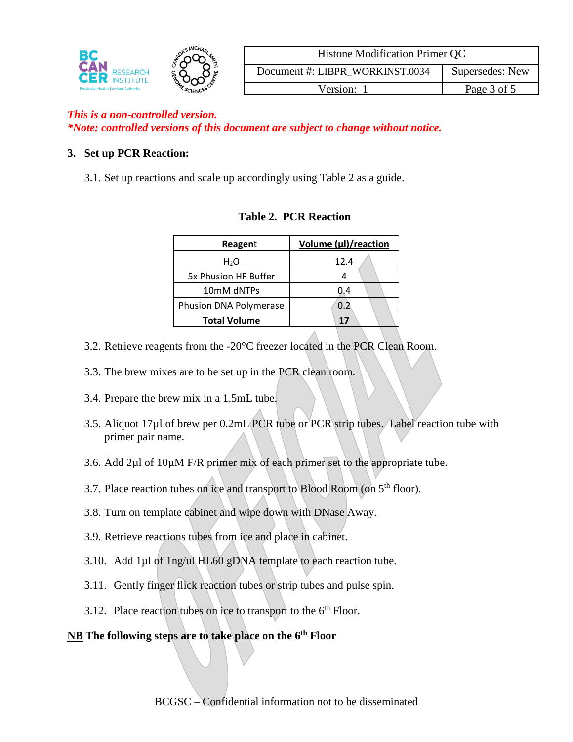*This is a non-controlled version.*
*\*Note: controlled versions of this document are subject to change without notice.*

## 3. Set up PCR Reaction:

3.1. Set up reactions and scale up accordingly using Table 2 as a guide.

**Table 2. PCR Reaction**

| Reagent | Volume (µl)/reaction |
|---|---|
| $H_2O$ | 12.4 |
| 5x Phusion HF Buffer | 4 |
| 10mM dNTPs | 0.4 |
| Phusion DNA Polymerase | 0.2 |
| **Total Volume** | **17** |

3.2. Retrieve reagents from the -20°C freezer located in the PCR Clean Room.

3.3. The brew mixes are to be set up in the PCR clean room.

3.4. Prepare the brew mix in a 1.5mL tube.

3.5. Aliquot 17µl of brew per 0.2mL PCR tube or PCR strip tubes. Label reaction tube with primer pair name.

3.6. Add 2µl of 10µM F/R primer mix of each primer set to the appropriate tube.

3.7. Place reaction tubes on ice and transport to Blood Room (on 5th floor).

3.8. Turn on template cabinet and wipe down with DNase Away.

3.9. Retrieve reactions tubes from ice and place in cabinet.

3.10. Add 1µl of 1ng/ul HL60 gDNA template to each reaction tube.

3.11. Gently finger flick reaction tubes or strip tubes and pulse spin.

3.12. Place reaction tubes on ice to transport to the 6th Floor.

**NB The following steps are to take place on the 6th Floor**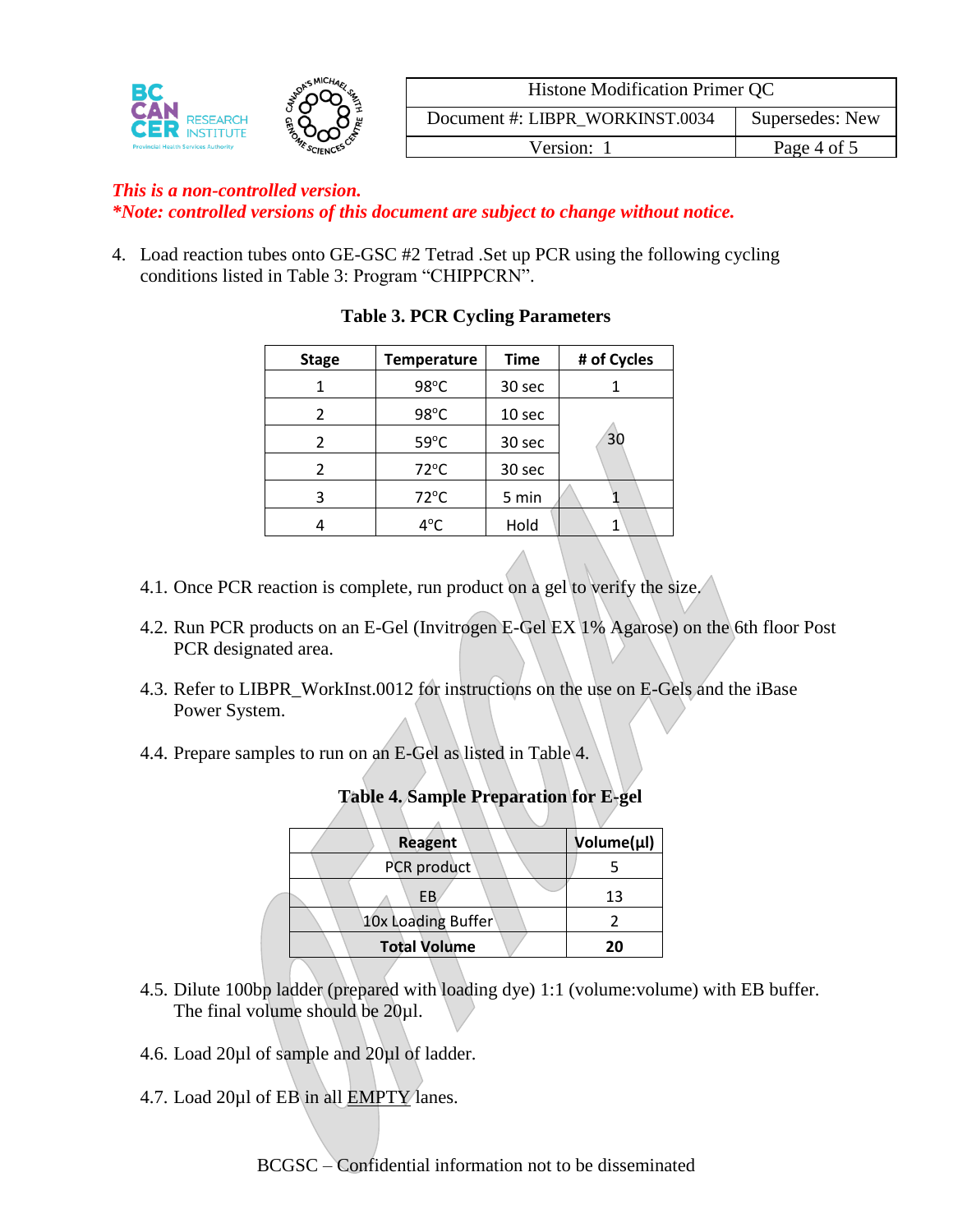*This is a non-controlled version.*
***Note: controlled versions of this document are subject to change without notice.***

4. Load reaction tubes onto GE-GSC #2 Tetrad .Set up PCR using the following cycling conditions listed in Table 3: Program "CHIPPCRN".

**Table 3. PCR Cycling Parameters**

| Stage | Temperature | Time | # of Cycles |
|---|---|---|---|
| 1 | 98°C | 30 sec | 1 |
| 2 | 98°C | 10 sec | 30 |
| 2 | 59°C | 30 sec | |
| 2 | 72°C | 30 sec | |
| 3 | 72°C | 5 min | 1 |
| 4 | 4°C | Hold | 1 |

4.1. Once PCR reaction is complete, run product on a gel to verify the size.

4.2. Run PCR products on an E-Gel (Invitrogen E-Gel EX 1% Agarose) on the 6th floor Post PCR designated area.

4.3. Refer to LIBPR_WorkInst.0012 for instructions on the use on E-Gels and the iBase Power System.

4.4. Prepare samples to run on an E-Gel as listed in Table 4.

**Table 4. Sample Preparation for E-gel**

| Reagent | Volume(µl) |
|---|---|
| PCR product | 5 |
| EB | 13 |
| 10x Loading Buffer | 2 |
| **Total Volume** | **20** |

4.5. Dilute 100bp ladder (prepared with loading dye) 1:1 (volume:volume) with EB buffer. The final volume should be 20µl.

4.6. Load 20µl of sample and 20µl of ladder.

4.7. Load 20µl of EB in all EMPTY lanes.

BCGSC – Confidential information not to be disseminated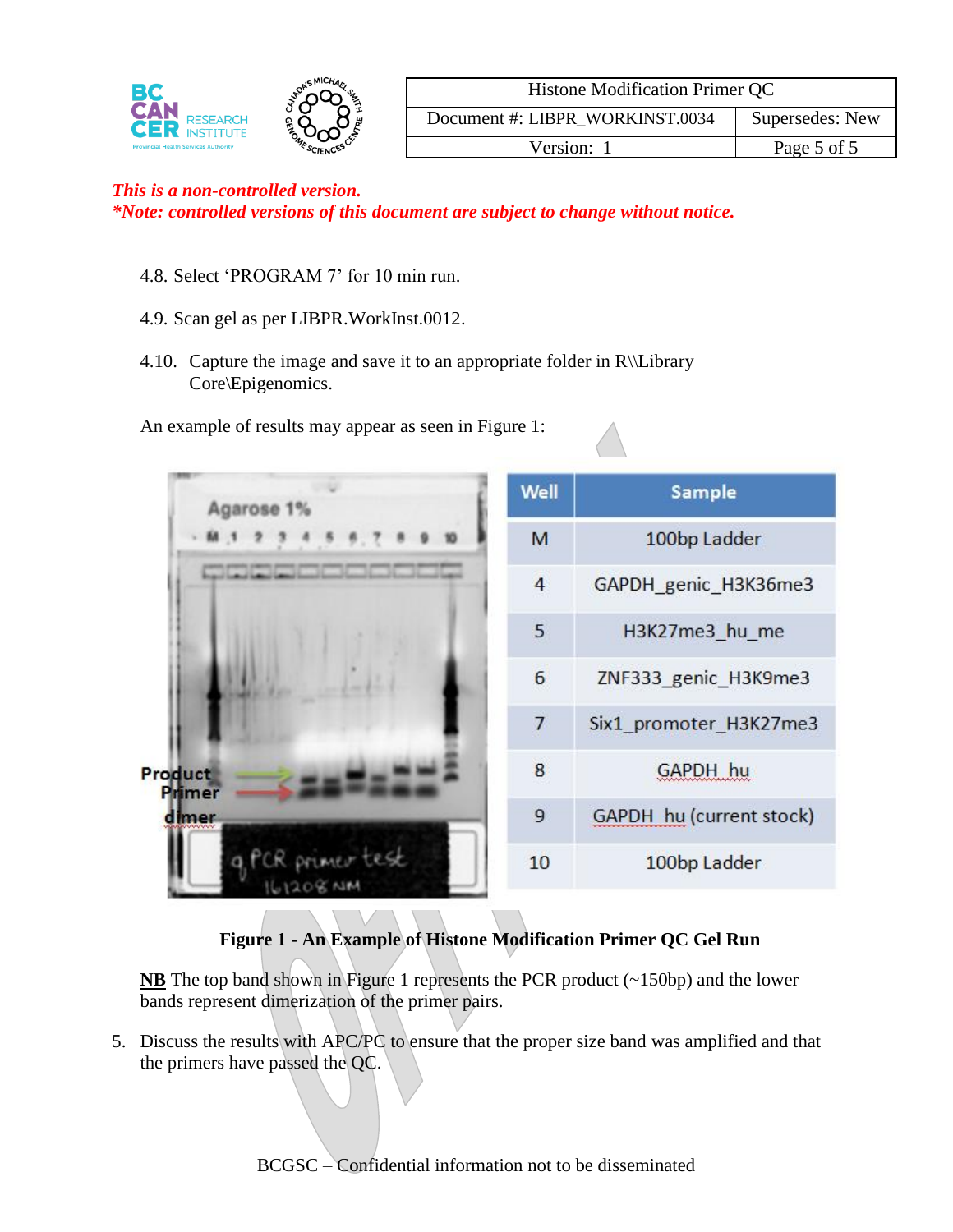*This is a non-controlled version.*
***Note: controlled versions of this document are subject to change without notice.***

4.8. Select 'PROGRAM 7' for 10 min run.

4.9. Scan gel as per LIBPR.WorkInst.0012.

4.10. Capture the image and save it to an appropriate folder in R\\Library Core\Epigenomics.

An example of results may appear as seen in Figure 1:

Agarose 1%

M 1 2 3 4 5 6 7 8 9 10

Product

Primer dimer

qPCR primer test 161208 NM

| Well | Sample |
|---|---|
| M | 100bp Ladder |
| 4 | GAPDH_genic_H3K36me3 |
| 5 | H3K27me3_hu_me |
| 6 | ZNF333_genic_H3K9me3 |
| 7 | Six1_promoter_H3K27me3 |
| 8 | GAPDH_hu |
| 9 | GAPDH_hu (current stock) |
| 10 | 100bp Ladder |

**Figure 1 - An Example of Histone Modification Primer QC Gel Run**

**NB** The top band shown in Figure 1 represents the PCR product (~150bp) and the lower bands represent dimerization of the primer pairs.

5. Discuss the results with APC/PC to ensure that the proper size band was amplified and that the primers have passed the QC.